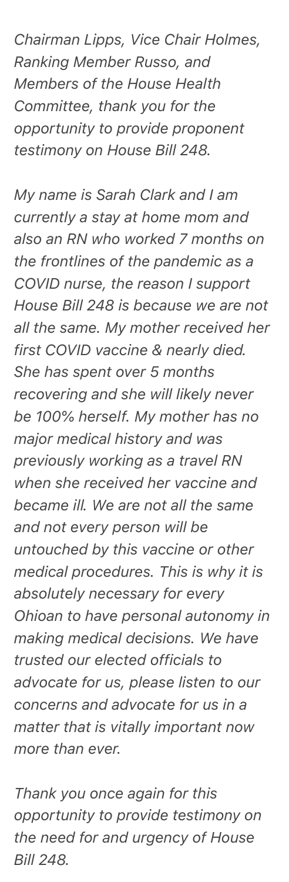*Chairman Lipps, Vice Chair Holmes, Ranking Member Russo, and Members of the House Health Committee, thank you for the opportunity to provide proponent testimony on House Bill 248.*

*My name is Sarah Clark and I am currently a stay at home mom and also an RN who worked 7 months on the frontlines of the pandemic as a COVID nurse, the reason I support House Bill 248 is because we are not all the same. My mother received her first COVID vaccine & nearly died. She has spent over 5 months recovering and she will likely never be 100% herself. My mother has no major medical history and was previously working as a travel RN when she received her vaccine and became ill. We are not all the same and not every person will be untouched by this vaccine or other medical procedures. This is why it is absolutely necessary for every Ohioan to have personal autonomy in making medical decisions. We have trusted our elected officials to advocate for us, please listen to our concerns and advocate for us in a matter that is vitally important now more than ever.*

*Thank you once again for this opportunity to provide testimony on the need for and urgency of House Bill 248.*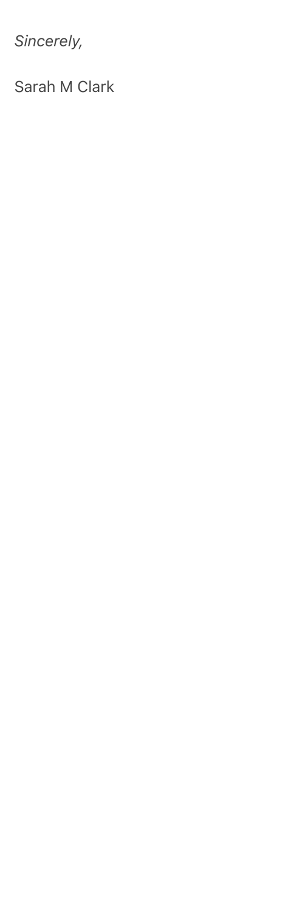*Sincerely,*

Sarah M Clark